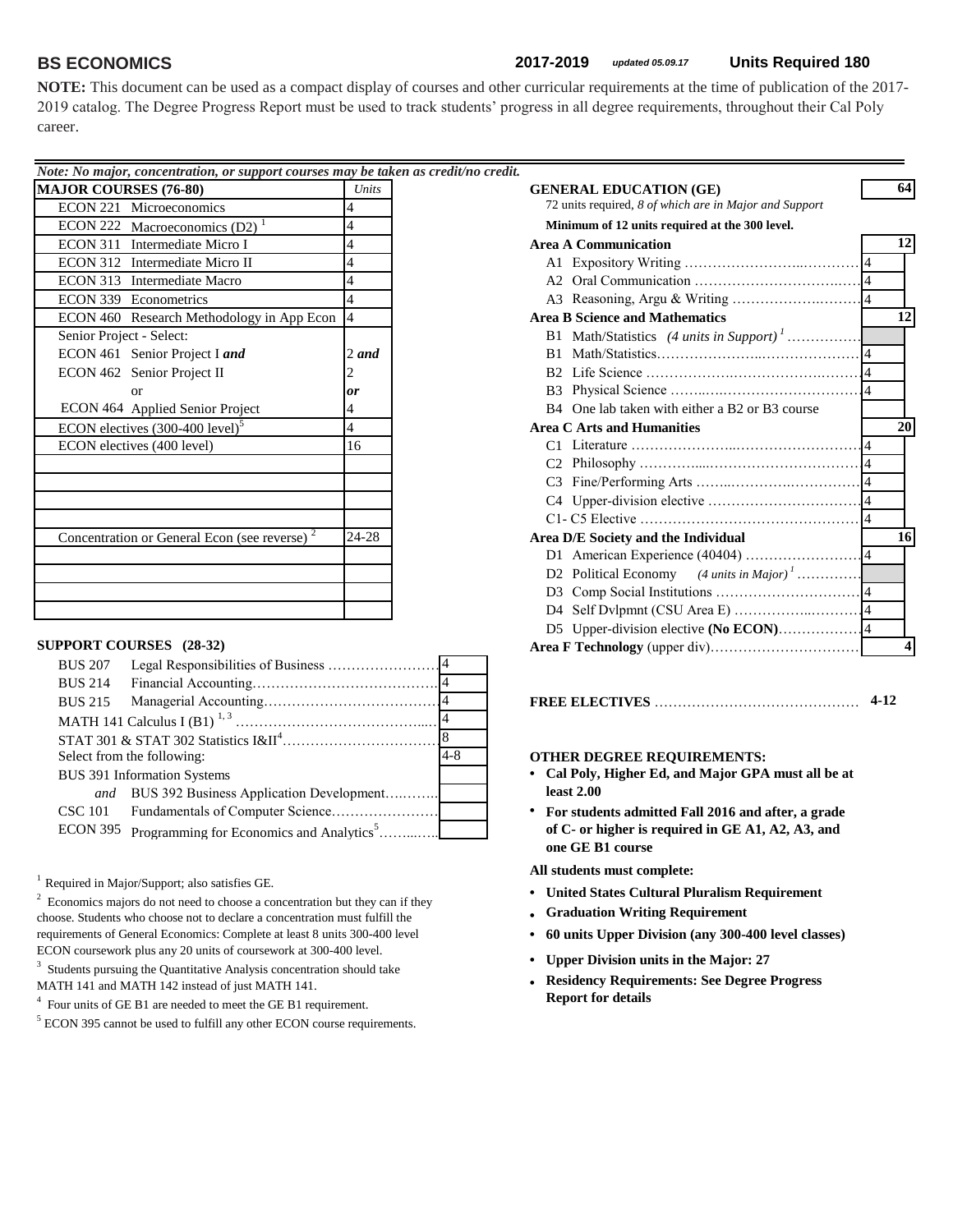# BS ECONOMICS

**2017-2019** *updated 05.09.17* **Units Required 180**

**NOTE:** This document can be used as a compact display of courses and other curricular requirements at the time of publication of the 2017-2019 catalog. The Degree Progress Report must be used to track students' progress in all degree requirements, throughout their Cal Poly career.

*Note: No major, concentration, or support courses may be taken as credit/no credit.*

| MAJOR COURSES (76-80) | *Units* |
|---|---|
| ECON 221 Microeconomics | 4 |
| ECON 222 Macroeconomics (D2) [1] | 4 |
| ECON 311 Intermediate Micro I | 4 |
| ECON 312 Intermediate Micro II | 4 |
| ECON 313 Intermediate Macro | 4 |
| ECON 339 Econometrics | 4 |
| ECON 460 Research Methodology in App Econ | 4 |
| Senior Project - Select: | |
| ECON 461 Senior Project I ***and*** | 2 ***and*** |
| ECON 462 Senior Project II | 2 |
| or | ***or*** |
| ECON 464 Applied Senior Project | 4 |
| ECON electives (300-400 level)[5] | 4 |
| ECON electives (400 level) | 16 |
| | |
| | |
| | |
| | |
| Concentration or General Econ (see reverse) [2] | 24-28 |
| | |
| | |
| | |
| | |

## SUPPORT COURSES (28-32)

| Course | Units |
|---|---|
| BUS 207 Legal Responsibilities of Business | 4 |
| BUS 214 Financial Accounting | 4 |
| BUS 215 Managerial Accounting | 4 |
| MATH 141 Calculus I (B1) [1, 3] | 4 |
| STAT 301 & STAT 302 Statistics I&II[4] | 8 |
| Select from the following: | 4-8 |
| BUS 391 Information Systems | |
| *and* BUS 392 Business Application Development | |
| CSC 101 Fundamentals of Computer Science | |
| ECON 395 Programming for Economics and Analytics[5] | |

[1] Required in Major/Support; also satisfies GE.

[2] Economics majors do not need to choose a concentration but they can if they choose. Students who choose not to declare a concentration must fulfill the requirements of General Economics: Complete at least 8 units 300-400 level ECON coursework plus any 20 units of coursework at 300-400 level.

[3] Students pursuing the Quantitative Analysis concentration should take MATH 141 and MATH 142 instead of just MATH 141.

[4] Four units of GE B1 are needed to meet the GE B1 requirement.

[5] ECON 395 cannot be used to fulfill any other ECON course requirements.

## GENERAL EDUCATION (GE) — 64

72 units required, *8 of which are in Major and Support*

**Minimum of 12 units required at the 300 level.**

| Area | Units | Total |
|---|---|---|
| **Area A Communication** | | **12** |
| A1 Expository Writing | 4 | |
| A2 Oral Communication | 4 | |
| A3 Reasoning, Argu & Writing | 4 | |
| **Area B Science and Mathematics** | | **12** |
| B1 Math/Statistics *(4 units in Support)* [1] | | |
| B1 Math/Statistics | 4 | |
| B2 Life Science | 4 | |
| B3 Physical Science | 4 | |
| B4 One lab taken with either a B2 or B3 course | | |
| **Area C Arts and Humanities** | | **20** |
| C1 Literature | 4 | |
| C2 Philosophy | 4 | |
| C3 Fine/Performing Arts | 4 | |
| C4 Upper-division elective | 4 | |
| C1- C5 Elective | 4 | |
| **Area D/E Society and the Individual** | | **16** |
| D1 American Experience (40404) | 4 | |
| D2 Political Economy *(4 units in Major)* [1] | | |
| D3 Comp Social Institutions | 4 | |
| D4 Self Dvlpmnt (CSU Area E) | 4 | |
| D5 Upper-division elective **(No ECON)** | 4 | |
| **Area F Technology** (upper div) | | **4** |

**FREE ELECTIVES** ........ **4-12**

**OTHER DEGREE REQUIREMENTS:**

- **Cal Poly, Higher Ed, and Major GPA must all be at least 2.00**
- **For students admitted Fall 2016 and after, a grade of C- or higher is required in GE A1, A2, A3, and one GE B1 course**

**All students must complete:**

- **United States Cultural Pluralism Requirement**
- **Graduation Writing Requirement**
- **60 units Upper Division (any 300-400 level classes)**
- **Upper Division units in the Major: 27**
- **Residency Requirements: See Degree Progress Report for details**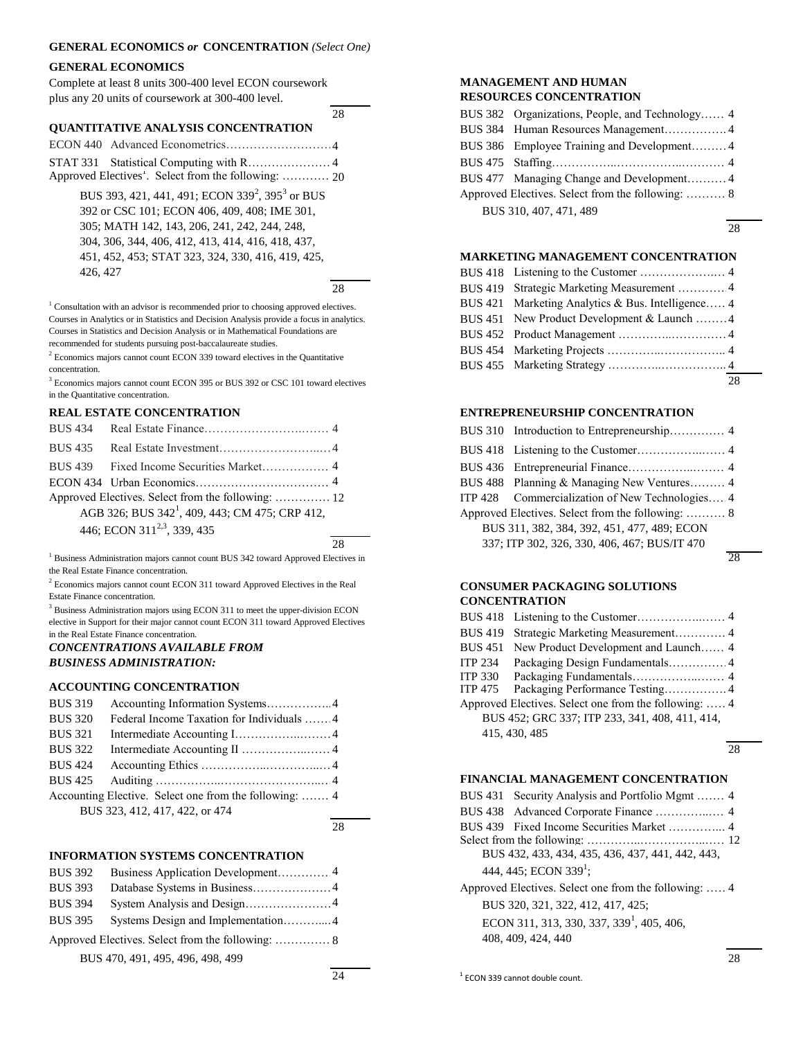**GENERAL ECONOMICS *or* CONCENTRATION** *(Select One)*

**GENERAL ECONOMICS**

Complete at least 8 units 300-400 level ECON coursework plus any 20 units of coursework at 300-400 level.

28

**QUANTITATIVE ANALYSIS CONCENTRATION**

| | | |
|---|---|---|
| ECON 440 | Advanced Econometrics | 4 |
| STAT 331 | Statistical Computing with R | 4 |

Approved Electives[1]. Select from the following: ............ 20

BUS 393, 421, 441, 491; ECON 339[2], 395[3] or BUS 392 or CSC 101; ECON 406, 409, 408; IME 301, 305; MATH 142, 143, 206, 241, 242, 244, 248, 304, 306, 344, 406, 412, 413, 414, 416, 418, 437, 451, 452, 453; STAT 323, 324, 330, 416, 419, 425, 426, 427

28

[1] Consultation with an advisor is recommended prior to choosing approved electives. Courses in Analytics or in Statistics and Decision Analysis provide a focus in analytics. Courses in Statistics and Decision Analysis or in Mathematical Foundations are recommended for students pursuing post-baccalaureate studies.

[2] Economics majors cannot count ECON 339 toward electives in the Quantitative concentration.

[3] Economics majors cannot count ECON 395 or BUS 392 or CSC 101 toward electives in the Quantitative concentration.

**REAL ESTATE CONCENTRATION**

| | | |
|---|---|---|
| BUS 434 | Real Estate Finance | 4 |
| BUS 435 | Real Estate Investment | 4 |
| BUS 439 | Fixed Income Securities Market | 4 |
| ECON 434 | Urban Economics | 4 |

Approved Electives. Select from the following: .............. 12

AGB 326; BUS 342[1], 409, 443; CM 475; CRP 412, 446; ECON 311[2,3], 339, 435

28

[1] Business Administration majors cannot count BUS 342 toward Approved Electives in the Real Estate Finance concentration.

[2] Economics majors cannot count ECON 311 toward Approved Electives in the Real Estate Finance concentration.

[3] Business Administration majors using ECON 311 to meet the upper-division ECON elective in Support for their major cannot count ECON 311 toward Approved Electives in the Real Estate Finance concentration.

***CONCENTRATIONS AVAILABLE FROM BUSINESS ADMINISTRATION:***

**ACCOUNTING CONCENTRATION**

| | | |
|---|---|---|
| BUS 319 | Accounting Information Systems | 4 |
| BUS 320 | Federal Income Taxation for Individuals | 4 |
| BUS 321 | Intermediate Accounting I | 4 |
| BUS 322 | Intermediate Accounting II | 4 |
| BUS 424 | Accounting Ethics | 4 |
| BUS 425 | Auditing | 4 |

Accounting Elective. Select one from the following: ....... 4

BUS 323, 412, 417, 422, or 474

28

**INFORMATION SYSTEMS CONCENTRATION**

| | | |
|---|---|---|
| BUS 392 | Business Application Development | 4 |
| BUS 393 | Database Systems in Business | 4 |
| BUS 394 | System Analysis and Design | 4 |
| BUS 395 | Systems Design and Implementation | 4 |

Approved Electives. Select from the following: .............. 8

BUS 470, 491, 495, 496, 498, 499

24

**MANAGEMENT AND HUMAN RESOURCES CONCENTRATION**

| | | |
|---|---|---|
| BUS 382 | Organizations, People, and Technology | 4 |
| BUS 384 | Human Resources Management | 4 |
| BUS 386 | Employee Training and Development | 4 |
| BUS 475 | Staffing | 4 |
| BUS 477 | Managing Change and Development | 4 |

Approved Electives. Select from the following: .......... 8

BUS 310, 407, 471, 489

28

**MARKETING MANAGEMENT CONCENTRATION**

| | | |
|---|---|---|
| BUS 418 | Listening to the Customer | 4 |
| BUS 419 | Strategic Marketing Measurement | 4 |
| BUS 421 | Marketing Analytics & Bus. Intelligence | 4 |
| BUS 451 | New Product Development & Launch | 4 |
| BUS 452 | Product Management | 4 |
| BUS 454 | Marketing Projects | 4 |
| BUS 455 | Marketing Strategy | 4 |

28

**ENTREPRENEURSHIP CONCENTRATION**

| | | |
|---|---|---|
| BUS 310 | Introduction to Entrepreneurship | 4 |
| BUS 418 | Listening to the Customer | 4 |
| BUS 436 | Entrepreneurial Finance | 4 |
| BUS 488 | Planning & Managing New Ventures | 4 |
| ITP 428 | Commercialization of New Technologies | 4 |

Approved Electives. Select from the following: .......... 8

BUS 311, 382, 384, 392, 451, 477, 489; ECON 337; ITP 302, 326, 330, 406, 467; BUS/IT 470

28

**CONSUMER PACKAGING SOLUTIONS CONCENTRATION**

| | | |
|---|---|---|
| BUS 418 | Listening to the Customer | 4 |
| BUS 419 | Strategic Marketing Measurement | 4 |
| BUS 451 | New Product Development and Launch | 4 |
| ITP 234 | Packaging Design Fundamentals | 4 |
| ITP 330 | Packaging Fundamentals | 4 |
| ITP 475 | Packaging Performance Testing | 4 |

Approved Electives. Select one from the following: ..... 4

BUS 452; GRC 337; ITP 233, 341, 408, 411, 414, 415, 430, 485

28

**FINANCIAL MANAGEMENT CONCENTRATION**

| | | |
|---|---|---|
| BUS 431 | Security Analysis and Portfolio Mgmt | 4 |
| BUS 438 | Advanced Corporate Finance | 4 |
| BUS 439 | Fixed Income Securities Market | 4 |

Select from the following: ................................ 12

BUS 432, 433, 434, 435, 436, 437, 441, 442, 443, 444, 445; ECON 339[1];

Approved Electives. Select one from the following: ..... 4

BUS 320, 321, 322, 412, 417, 425;

ECON 311, 313, 330, 337, 339[1], 405, 406, 408, 409, 424, 440

28

[1] ECON 339 cannot double count.